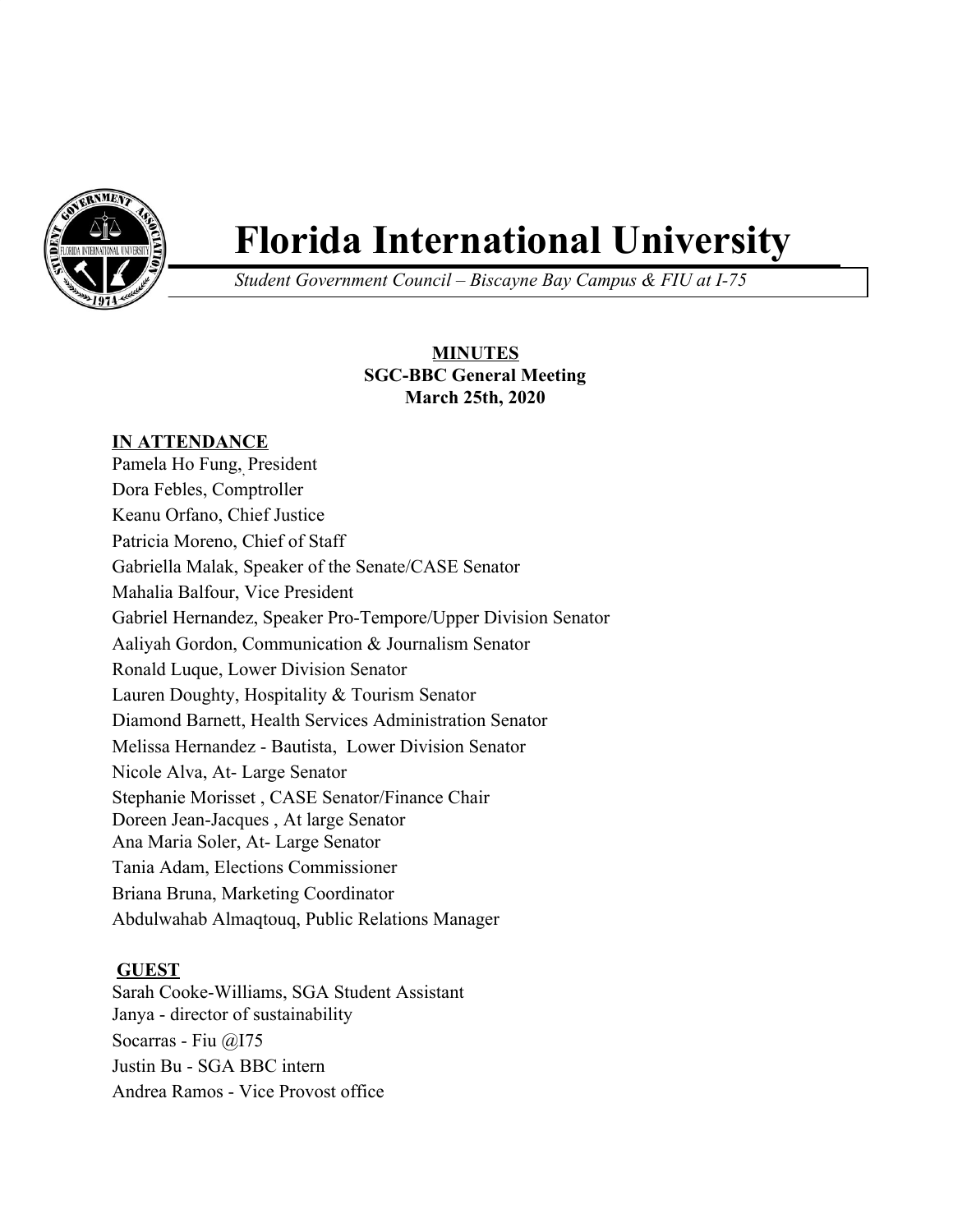# Florida International University

*Student Government Council – Biscayne Bay Campus & FIU at I-75*

**MINUTES**
**SGC-BBC General Meeting**
**March 25th, 2020**

**IN ATTENDANCE**

Pamela Ho Fung, President
Dora Febles, Comptroller
Keanu Orfano, Chief Justice
Patricia Moreno, Chief of Staff
Gabriella Malak, Speaker of the Senate/CASE Senator
Mahalia Balfour, Vice President
Gabriel Hernandez, Speaker Pro-Tempore/Upper Division Senator
Aaliyah Gordon, Communication & Journalism Senator
Ronald Luque, Lower Division Senator
Lauren Doughty, Hospitality & Tourism Senator
Diamond Barnett, Health Services Administration Senator
Melissa Hernandez - Bautista, Lower Division Senator
Nicole Alva, At- Large Senator
Stephanie Morisset , CASE Senator/Finance Chair
Doreen Jean-Jacques , At large Senator
Ana Maria Soler, At- Large Senator
Tania Adam, Elections Commissioner
Briana Bruna, Marketing Coordinator
Abdulwahab Almaqtouq, Public Relations Manager

**GUEST**

Sarah Cooke-Williams, SGA Student Assistant
Janya - director of sustainability
Socarras - Fiu @I75
Justin Bu - SGA BBC intern
Andrea Ramos - Vice Provost office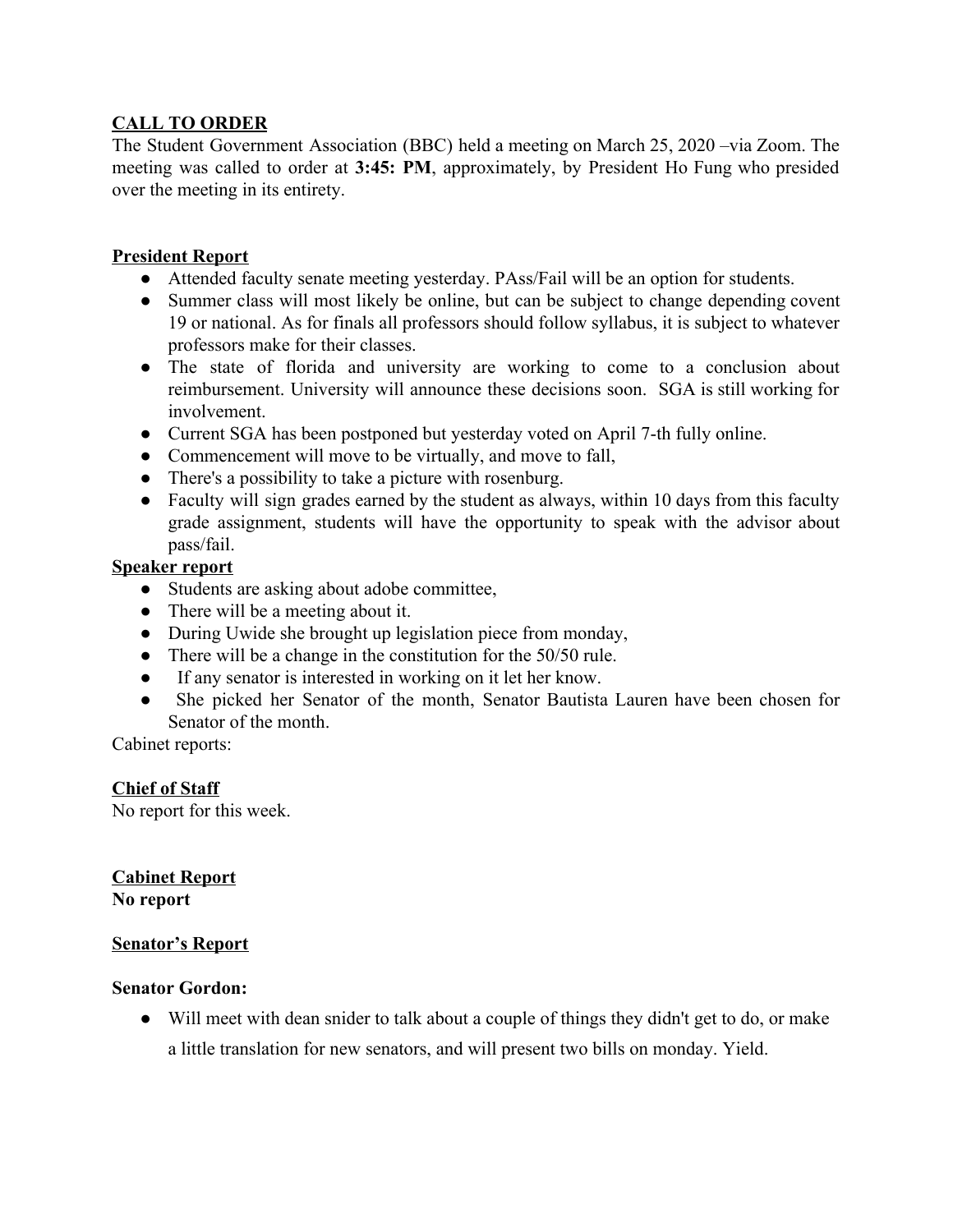**CALL TO ORDER**

The Student Government Association (BBC) held a meeting on March 25, 2020 –via Zoom. The meeting was called to order at **3:45: PM**, approximately, by President Ho Fung who presided over the meeting in its entirety.

**President Report**

- Attended faculty senate meeting yesterday. PAss/Fail will be an option for students.
- Summer class will most likely be online, but can be subject to change depending covent 19 or national. As for finals all professors should follow syllabus, it is subject to whatever professors make for their classes.
- The state of florida and university are working to come to a conclusion about reimbursement. University will announce these decisions soon. SGA is still working for involvement.
- Current SGA has been postponed but yesterday voted on April 7-th fully online.
- Commencement will move to be virtually, and move to fall,
- There's a possibility to take a picture with rosenburg.
- Faculty will sign grades earned by the student as always, within 10 days from this faculty grade assignment, students will have the opportunity to speak with the advisor about pass/fail.

**Speaker report**

- Students are asking about adobe committee,
- There will be a meeting about it.
- During Uwide she brought up legislation piece from monday,
- There will be a change in the constitution for the 50/50 rule.
- If any senator is interested in working on it let her know.
- She picked her Senator of the month, Senator Bautista Lauren have been chosen for Senator of the month.

Cabinet reports:

**Chief of Staff**

No report for this week.

**Cabinet Report**

**No report**

**Senator's Report**

**Senator Gordon:**

- Will meet with dean snider to talk about a couple of things they didn't get to do, or make a little translation for new senators, and will present two bills on monday. Yield.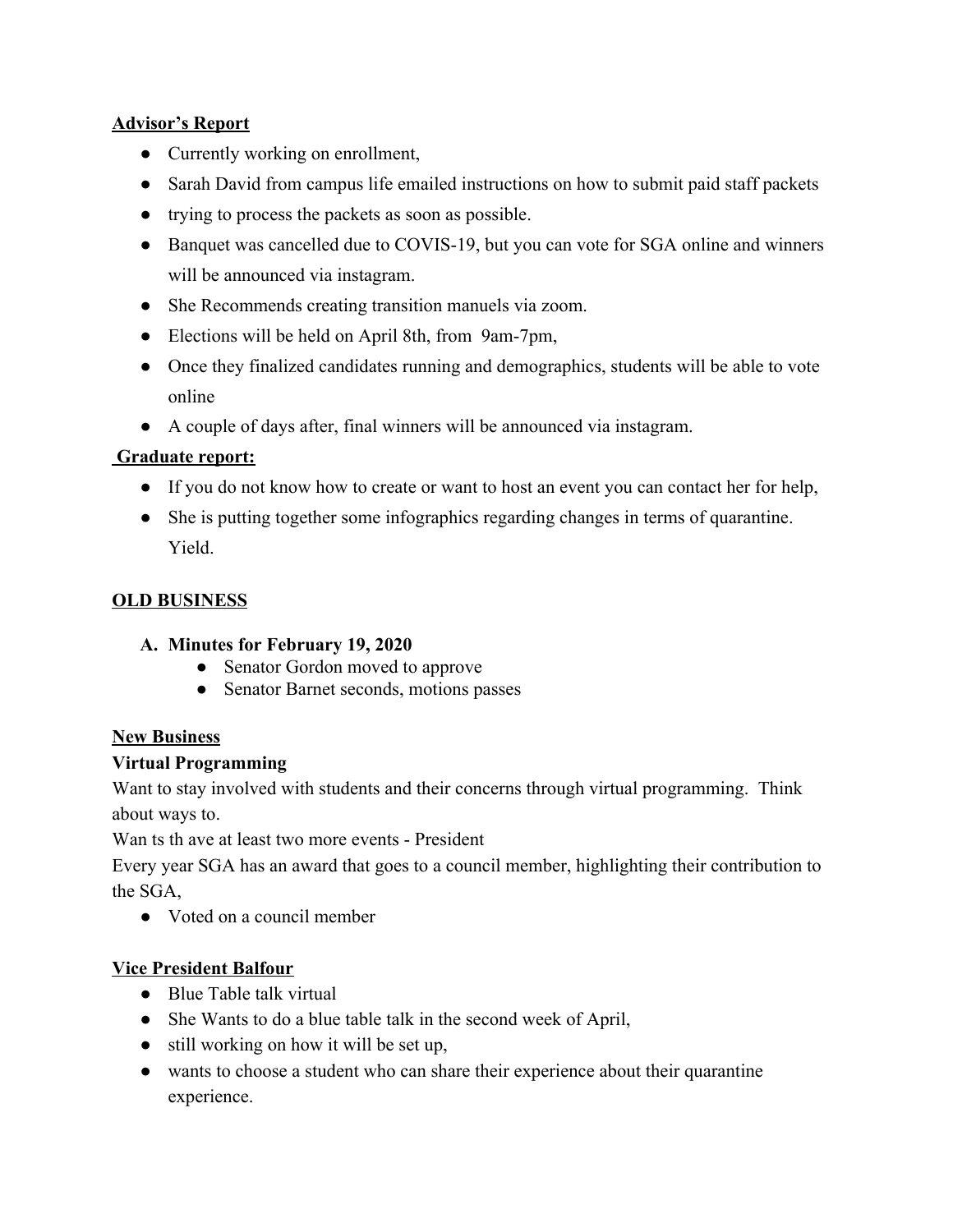**Advisor's Report**

- Currently working on enrollment,
- Sarah David from campus life emailed instructions on how to submit paid staff packets
- trying to process the packets as soon as possible.
- Banquet was cancelled due to COVIS-19, but you can vote for SGA online and winners will be announced via instagram.
- She Recommends creating transition manuels via zoom.
- Elections will be held on April 8th, from 9am-7pm,
- Once they finalized candidates running and demographics, students will be able to vote online
- A couple of days after, final winners will be announced via instagram.

**Graduate report:**

- If you do not know how to create or want to host an event you can contact her for help,
- She is putting together some infographics regarding changes in terms of quarantine. Yield.

**OLD BUSINESS**

**A. Minutes for February 19, 2020**
  - Senator Gordon moved to approve
  - Senator Barnet seconds, motions passes

**New Business**

**Virtual Programming**

Want to stay involved with students and their concerns through virtual programming. Think about ways to.

Wan ts th ave at least two more events - President

Every year SGA has an award that goes to a council member, highlighting their contribution to the SGA,

- Voted on a council member

**Vice President Balfour**

- Blue Table talk virtual
- She Wants to do a blue table talk in the second week of April,
- still working on how it will be set up,
- wants to choose a student who can share their experience about their quarantine experience.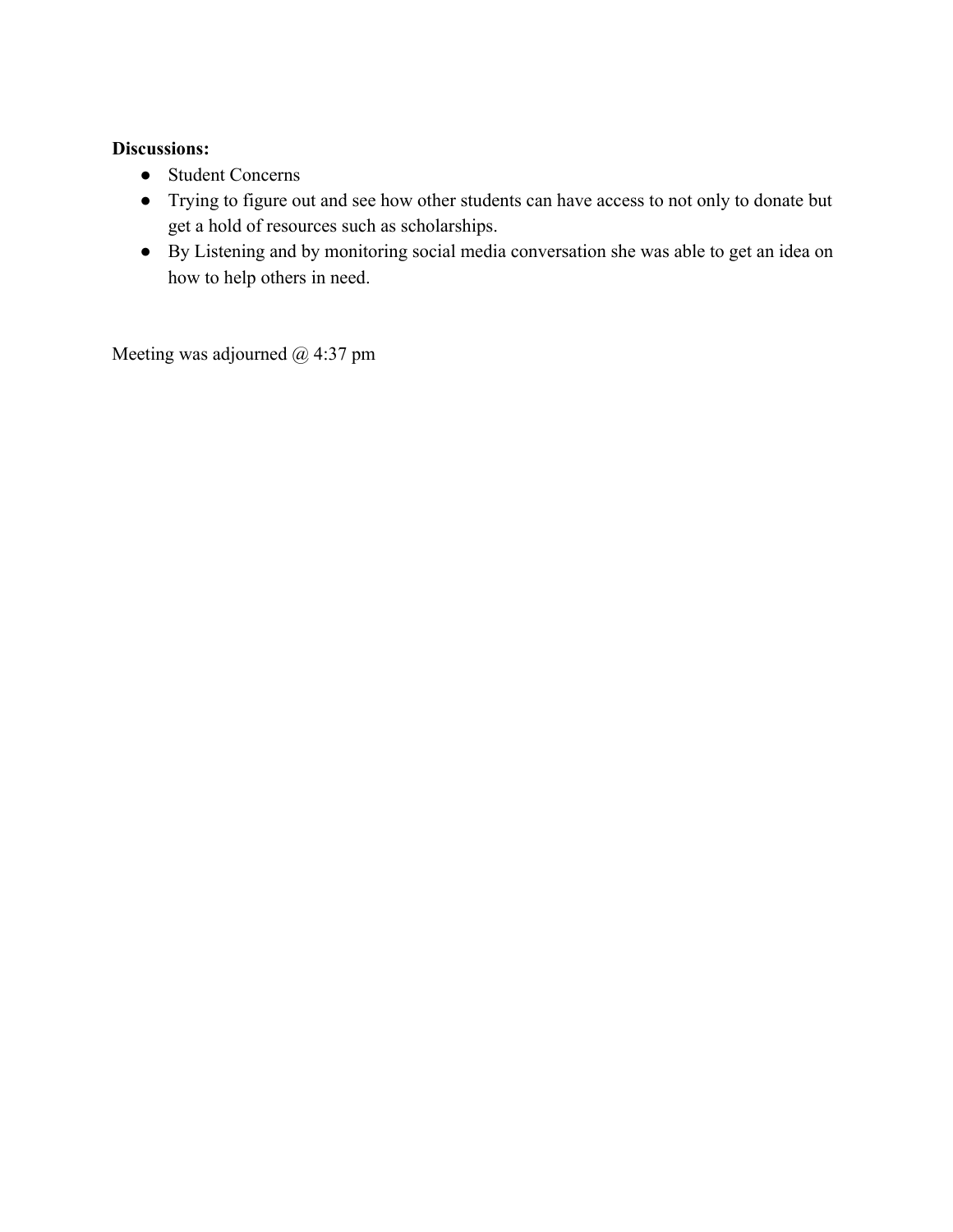**Discussions:**

- Student Concerns
- Trying to figure out and see how other students can have access to not only to donate but get a hold of resources such as scholarships.
- By Listening and by monitoring social media conversation she was able to get an idea on how to help others in need.

Meeting was adjourned @ 4:37 pm